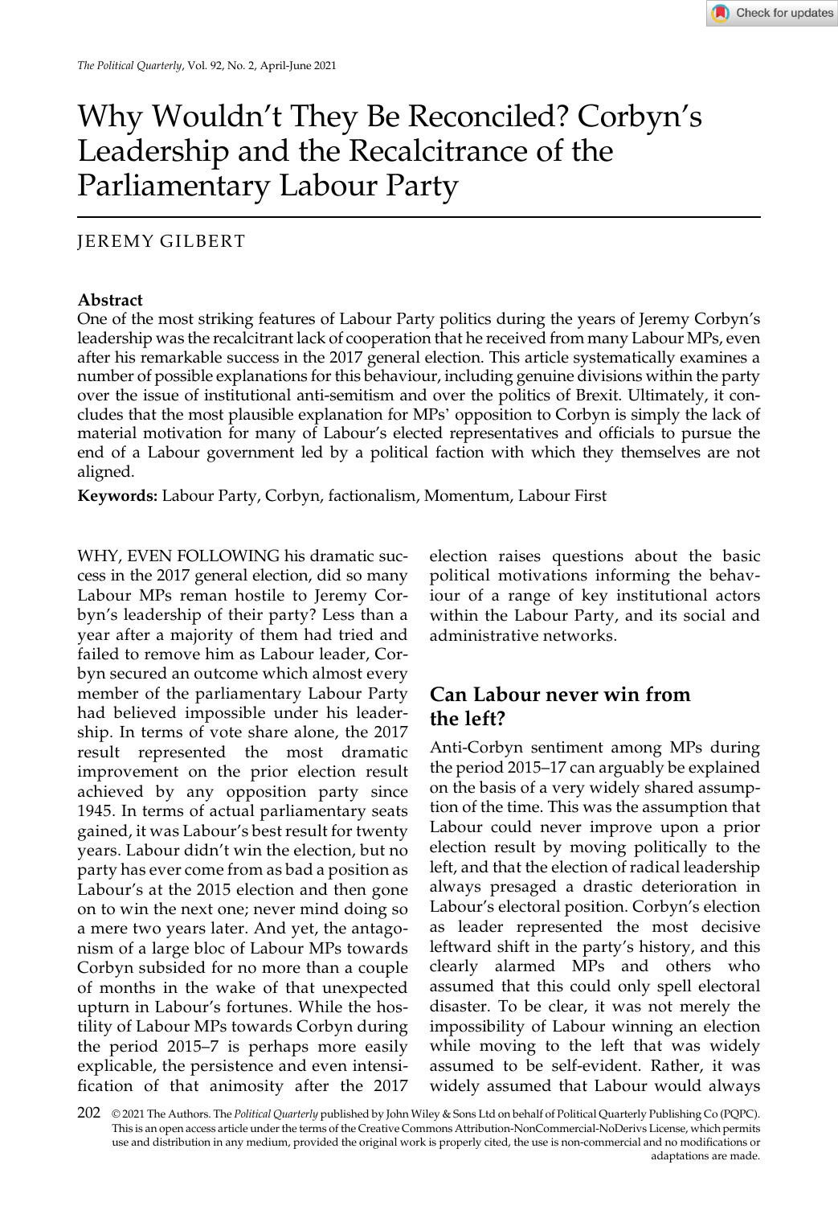# Why Wouldn't They Be Reconciled? Corbyn's Leadership and the Recalcitrance of the Parliamentary Labour Party

JEREMY GILBERT

**Abstract**

One of the most striking features of Labour Party politics during the years of Jeremy Corbyn's leadership was the recalcitrant lack of cooperation that he received from many Labour MPs, even after his remarkable success in the 2017 general election. This article systematically examines a number of possible explanations for this behaviour, including genuine divisions within the party over the issue of institutional anti-semitism and over the politics of Brexit. Ultimately, it concludes that the most plausible explanation for MPs' opposition to Corbyn is simply the lack of material motivation for many of Labour's elected representatives and officials to pursue the end of a Labour government led by a political faction with which they themselves are not aligned.

**Keywords:** Labour Party, Corbyn, factionalism, Momentum, Labour First

WHY, EVEN FOLLOWING his dramatic success in the 2017 general election, did so many Labour MPs reman hostile to Jeremy Corbyn's leadership of their party? Less than a year after a majority of them had tried and failed to remove him as Labour leader, Corbyn secured an outcome which almost every member of the parliamentary Labour Party had believed impossible under his leadership. In terms of vote share alone, the 2017 result represented the most dramatic improvement on the prior election result achieved by any opposition party since 1945. In terms of actual parliamentary seats gained, it was Labour's best result for twenty years. Labour didn't win the election, but no party has ever come from as bad a position as Labour's at the 2015 election and then gone on to win the next one; never mind doing so a mere two years later. And yet, the antagonism of a large bloc of Labour MPs towards Corbyn subsided for no more than a couple of months in the wake of that unexpected upturn in Labour's fortunes. While the hostility of Labour MPs towards Corbyn during the period 2015–7 is perhaps more easily explicable, the persistence and even intensification of that animosity after the 2017 election raises questions about the basic political motivations informing the behaviour of a range of key institutional actors within the Labour Party, and its social and administrative networks.

## Can Labour never win from the left?

Anti-Corbyn sentiment among MPs during the period 2015–17 can arguably be explained on the basis of a very widely shared assumption of the time. This was the assumption that Labour could never improve upon a prior election result by moving politically to the left, and that the election of radical leadership always presaged a drastic deterioration in Labour's electoral position. Corbyn's election as leader represented the most decisive leftward shift in the party's history, and this clearly alarmed MPs and others who assumed that this could only spell electoral disaster. To be clear, it was not merely the impossibility of Labour winning an election while moving to the left that was widely assumed to be self-evident. Rather, it was widely assumed that Labour would always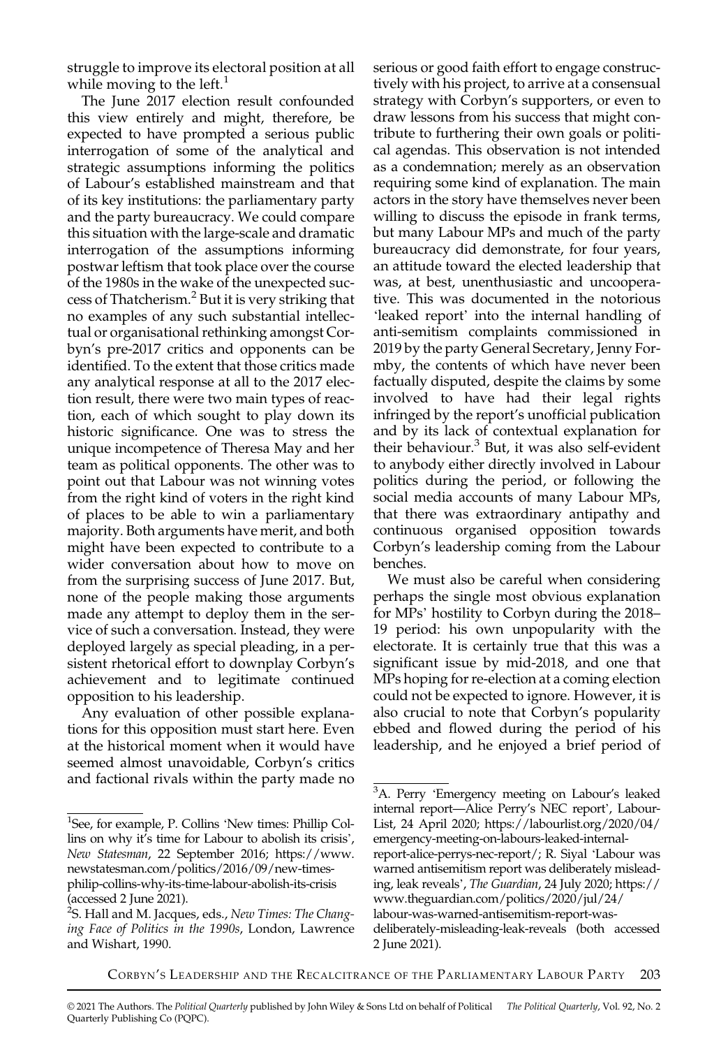struggle to improve its electoral position at all while moving to the left.[1]

The June 2017 election result confounded this view entirely and might, therefore, be expected to have prompted a serious public interrogation of some of the analytical and strategic assumptions informing the politics of Labour's established mainstream and that of its key institutions: the parliamentary party and the party bureaucracy. We could compare this situation with the large-scale and dramatic interrogation of the assumptions informing postwar leftism that took place over the course of the 1980s in the wake of the unexpected success of Thatcherism.[2] But it is very striking that no examples of any such substantial intellectual or organisational rethinking amongst Corbyn's pre-2017 critics and opponents can be identified. To the extent that those critics made any analytical response at all to the 2017 election result, there were two main types of reaction, each of which sought to play down its historic significance. One was to stress the unique incompetence of Theresa May and her team as political opponents. The other was to point out that Labour was not winning votes from the right kind of voters in the right kind of places to be able to win a parliamentary majority. Both arguments have merit, and both might have been expected to contribute to a wider conversation about how to move on from the surprising success of June 2017. But, none of the people making those arguments made any attempt to deploy them in the service of such a conversation. Instead, they were deployed largely as special pleading, in a persistent rhetorical effort to downplay Corbyn's achievement and to legitimate continued opposition to his leadership.

Any evaluation of other possible explanations for this opposition must start here. Even at the historical moment when it would have seemed almost unavoidable, Corbyn's critics and factional rivals within the party made no serious or good faith effort to engage constructively with his project, to arrive at a consensual strategy with Corbyn's supporters, or even to draw lessons from his success that might contribute to furthering their own goals or political agendas. This observation is not intended as a condemnation; merely as an observation requiring some kind of explanation. The main actors in the story have themselves never been willing to discuss the episode in frank terms, but many Labour MPs and much of the party bureaucracy did demonstrate, for four years, an attitude toward the elected leadership that was, at best, unenthusiastic and uncooperative. This was documented in the notorious 'leaked report' into the internal handling of anti-semitism complaints commissioned in 2019 by the party General Secretary, Jenny Formby, the contents of which have never been factually disputed, despite the claims by some involved to have had their legal rights infringed by the report's unofficial publication and by its lack of contextual explanation for their behaviour.[3] But, it was also self-evident to anybody either directly involved in Labour politics during the period, or following the social media accounts of many Labour MPs, that there was extraordinary antipathy and continuous organised opposition towards Corbyn's leadership coming from the Labour benches.

We must also be careful when considering perhaps the single most obvious explanation for MPs' hostility to Corbyn during the 2018–19 period: his own unpopularity with the electorate. It is certainly true that this was a significant issue by mid-2018, and one that MPs hoping for re-election at a coming election could not be expected to ignore. However, it is also crucial to note that Corbyn's popularity ebbed and flowed during the period of his leadership, and he enjoyed a brief period of

---

[1] See, for example, P. Collins 'New times: Phillip Collins on why it's time for Labour to abolish its crisis', *New Statesman*, 22 September 2016; https://www.newstatesman.com/politics/2016/09/new-times-philip-collins-why-its-time-labour-abolish-its-crisis (accessed 2 June 2021).

[2] S. Hall and M. Jacques, eds., *New Times: The Changing Face of Politics in the 1990s*, London, Lawrence and Wishart, 1990.

[3] A. Perry 'Emergency meeting on Labour's leaked internal report—Alice Perry's NEC report', LabourList, 24 April 2020; https://labourlist.org/2020/04/emergency-meeting-on-labours-leaked-internal-report-alice-perrys-nec-report/; R. Siyal 'Labour was warned antisemitism report was deliberately misleading, leak reveals', *The Guardian*, 24 July 2020; https://www.theguardian.com/politics/2020/jul/24/labour-was-warned-antisemitism-report-was-deliberately-misleading-leak-reveals (both accessed 2 June 2021).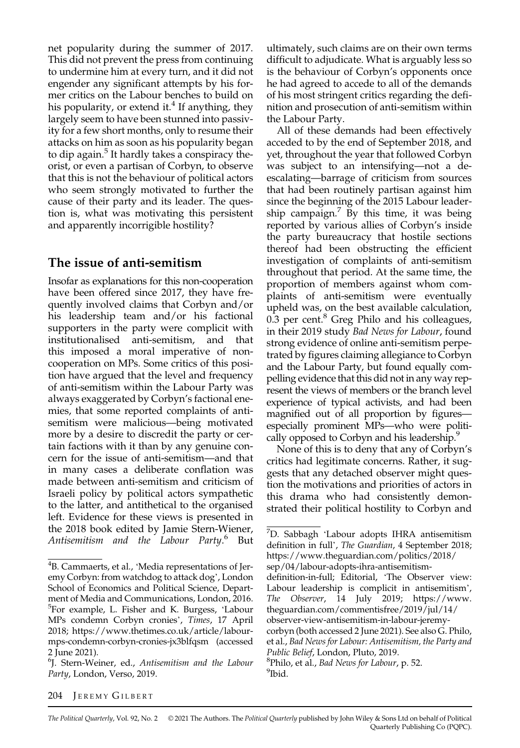net popularity during the summer of 2017. This did not prevent the press from continuing to undermine him at every turn, and it did not engender any significant attempts by his former critics on the Labour benches to build on his popularity, or extend it.[4] If anything, they largely seem to have been stunned into passivity for a few short months, only to resume their attacks on him as soon as his popularity began to dip again.[5] It hardly takes a conspiracy theorist, or even a partisan of Corbyn, to observe that this is not the behaviour of political actors who seem strongly motivated to further the cause of their party and its leader. The question is, what was motivating this persistent and apparently incorrigible hostility?

## The issue of anti-semitism

Insofar as explanations for this non-cooperation have been offered since 2017, they have frequently involved claims that Corbyn and/or his leadership team and/or his factional supporters in the party were complicit with institutionalised anti-semitism, and that this imposed a moral imperative of non-cooperation on MPs. Some critics of this position have argued that the level and frequency of anti-semitism within the Labour Party was always exaggerated by Corbyn's factional enemies, that some reported complaints of anti-semitism were malicious—being motivated more by a desire to discredit the party or certain factions with it than by any genuine concern for the issue of anti-semitism—and that in many cases a deliberate conflation was made between anti-semitism and criticism of Israeli policy by political actors sympathetic to the latter, and antithetical to the organised left. Evidence for these views is presented in the 2018 book edited by Jamie Stern-Wiener, *Antisemitism and the Labour Party*.[6] But ultimately, such claims are on their own terms difficult to adjudicate. What is arguably less so is the behaviour of Corbyn's opponents once he had agreed to accede to all of the demands of his most stringent critics regarding the definition and prosecution of anti-semitism within the Labour Party.

All of these demands had been effectively acceded to by the end of September 2018, and yet, throughout the year that followed Corbyn was subject to an intensifying—not a de-escalating—barrage of criticism from sources that had been routinely partisan against him since the beginning of the 2015 Labour leadership campaign.[7] By this time, it was being reported by various allies of Corbyn's inside the party bureaucracy that hostile sections thereof had been obstructing the efficient investigation of complaints of anti-semitism throughout that period. At the same time, the proportion of members against whom complaints of anti-semitism were eventually upheld was, on the best available calculation, 0.3 per cent.[8] Greg Philo and his colleagues, in their 2019 study *Bad News for Labour*, found strong evidence of online anti-semitism perpetrated by figures claiming allegiance to Corbyn and the Labour Party, but found equally compelling evidence that this did not in any way represent the views of members or the branch level experience of typical activists, and had been magnified out of all proportion by figures—especially prominent MPs—who were politically opposed to Corbyn and his leadership.[9]

None of this is to deny that any of Corbyn's critics had legitimate concerns. Rather, it suggests that any detached observer might question the motivations and priorities of actors in this drama who had consistently demonstrated their political hostility to Corbyn and

---

[4]B. Cammaerts, et al., 'Media representations of Jeremy Corbyn: from watchdog to attack dog', London School of Economics and Political Science, Department of Media and Communications, London, 2016.

[5]For example, L. Fisher and K. Burgess, 'Labour MPs condemn Corbyn cronies', *Times*, 17 April 2018; https://www.thetimes.co.uk/article/labour-mps-condemn-corbyn-cronies-jx3blfqsm (accessed 2 June 2021).

[6]J. Stern-Weiner, ed., *Antisemitism and the Labour Party*, London, Verso, 2019.

[7]D. Sabbagh 'Labour adopts IHRA antisemitism definition in full', *The Guardian*, 4 September 2018; https://www.theguardian.com/politics/2018/sep/04/labour-adopts-ihra-antisemitism-definition-in-full; Editorial, 'The Observer view: Labour leadership is complicit in antisemitism', *The Observer*, 14 July 2019; https://www.theguardian.com/commentisfree/2019/jul/14/observer-view-antisemitism-in-labour-jeremy-corbyn (both accessed 2 June 2021). See also G. Philo, et al., *Bad News for Labour: Antisemitism, the Party and Public Belief*, London, Pluto, 2019.

[8]Philo, et al., *Bad News for Labour*, p. 52.

[9]Ibid.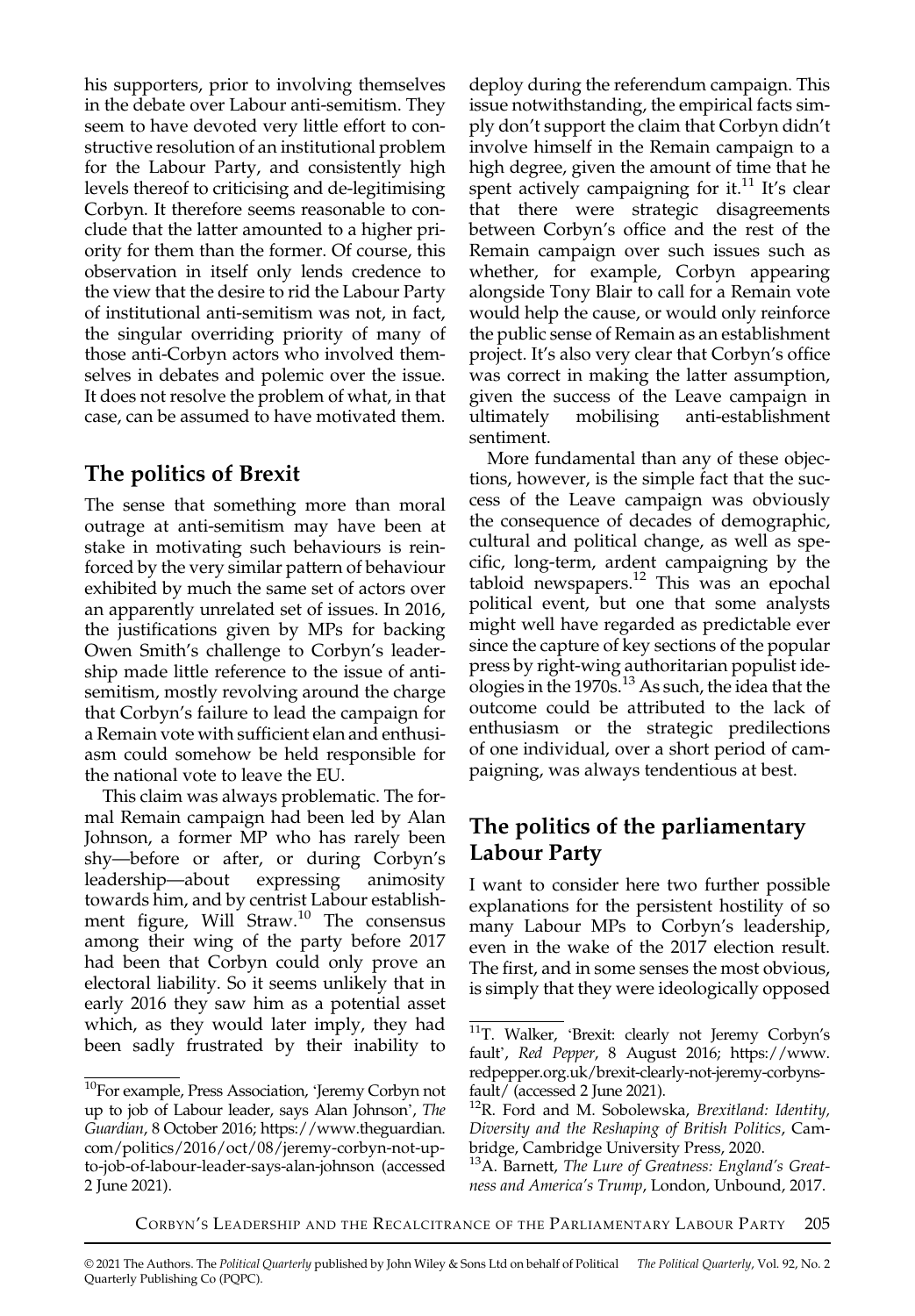his supporters, prior to involving themselves in the debate over Labour anti-semitism. They seem to have devoted very little effort to constructive resolution of an institutional problem for the Labour Party, and consistently high levels thereof to criticising and de-legitimising Corbyn. It therefore seems reasonable to conclude that the latter amounted to a higher priority for them than the former. Of course, this observation in itself only lends credence to the view that the desire to rid the Labour Party of institutional anti-semitism was not, in fact, the singular overriding priority of many of those anti-Corbyn actors who involved themselves in debates and polemic over the issue. It does not resolve the problem of what, in that case, can be assumed to have motivated them.

## The politics of Brexit

The sense that something more than moral outrage at anti-semitism may have been at stake in motivating such behaviours is reinforced by the very similar pattern of behaviour exhibited by much the same set of actors over an apparently unrelated set of issues. In 2016, the justifications given by MPs for backing Owen Smith's challenge to Corbyn's leadership made little reference to the issue of anti-semitism, mostly revolving around the charge that Corbyn's failure to lead the campaign for a Remain vote with sufficient elan and enthusiasm could somehow be held responsible for the national vote to leave the EU.

This claim was always problematic. The formal Remain campaign had been led by Alan Johnson, a former MP who has rarely been shy—before or after, or during Corbyn's leadership—about expressing animosity towards him, and by centrist Labour establishment figure, Will Straw.[10] The consensus among their wing of the party before 2017 had been that Corbyn could only prove an electoral liability. So it seems unlikely that in early 2016 they saw him as a potential asset which, as they would later imply, they had been sadly frustrated by their inability to deploy during the referendum campaign. This issue notwithstanding, the empirical facts simply don't support the claim that Corbyn didn't involve himself in the Remain campaign to a high degree, given the amount of time that he spent actively campaigning for it.[11] It's clear that there were strategic disagreements between Corbyn's office and the rest of the Remain campaign over such issues such as whether, for example, Corbyn appearing alongside Tony Blair to call for a Remain vote would help the cause, or would only reinforce the public sense of Remain as an establishment project. It's also very clear that Corbyn's office was correct in making the latter assumption, given the success of the Leave campaign in ultimately mobilising anti-establishment sentiment.

More fundamental than any of these objections, however, is the simple fact that the success of the Leave campaign was obviously the consequence of decades of demographic, cultural and political change, as well as specific, long-term, ardent campaigning by the tabloid newspapers.[12] This was an epochal political event, but one that some analysts might well have regarded as predictable ever since the capture of key sections of the popular press by right-wing authoritarian populist ideologies in the 1970s.[13] As such, the idea that the outcome could be attributed to the lack of enthusiasm or the strategic predilections of one individual, over a short period of campaigning, was always tendentious at best.

## The politics of the parliamentary Labour Party

I want to consider here two further possible explanations for the persistent hostility of so many Labour MPs to Corbyn's leadership, even in the wake of the 2017 election result. The first, and in some senses the most obvious, is simply that they were ideologically opposed

---

[10] For example, Press Association, 'Jeremy Corbyn not up to job of Labour leader, says Alan Johnson', *The Guardian*, 8 October 2016; https://www.theguardian.com/politics/2016/oct/08/jeremy-corbyn-not-up-to-job-of-labour-leader-says-alan-johnson (accessed 2 June 2021).

[11] T. Walker, 'Brexit: clearly not Jeremy Corbyn's fault', *Red Pepper*, 8 August 2016; https://www.redpepper.org.uk/brexit-clearly-not-jeremy-corbyns-fault/ (accessed 2 June 2021).

[12] R. Ford and M. Sobolewska, *Brexitland: Identity, Diversity and the Reshaping of British Politics*, Cambridge, Cambridge University Press, 2020.

[13] A. Barnett, *The Lure of Greatness: England's Greatness and America's Trump*, London, Unbound, 2017.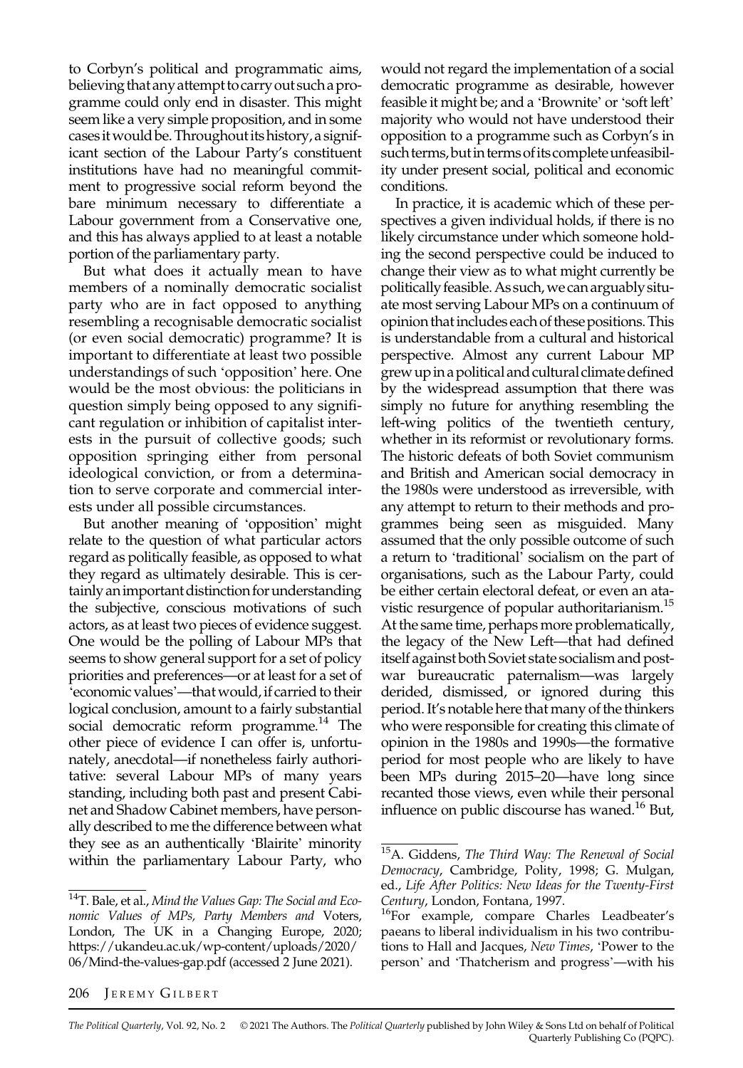to Corbyn's political and programmatic aims, believing that any attempt to carry out such a programme could only end in disaster. This might seem like a very simple proposition, and in some cases it would be. Throughout its history, a significant section of the Labour Party's constituent institutions have had no meaningful commitment to progressive social reform beyond the bare minimum necessary to differentiate a Labour government from a Conservative one, and this has always applied to at least a notable portion of the parliamentary party.

But what does it actually mean to have members of a nominally democratic socialist party who are in fact opposed to anything resembling a recognisable democratic socialist (or even social democratic) programme? It is important to differentiate at least two possible understandings of such 'opposition' here. One would be the most obvious: the politicians in question simply being opposed to any significant regulation or inhibition of capitalist interests in the pursuit of collective goods; such opposition springing either from personal ideological conviction, or from a determination to serve corporate and commercial interests under all possible circumstances.

But another meaning of 'opposition' might relate to the question of what particular actors regard as politically feasible, as opposed to what they regard as ultimately desirable. This is certainly an important distinction for understanding the subjective, conscious motivations of such actors, as at least two pieces of evidence suggest. One would be the polling of Labour MPs that seems to show general support for a set of policy priorities and preferences—or at least for a set of 'economic values'—that would, if carried to their logical conclusion, amount to a fairly substantial social democratic reform programme.[14] The other piece of evidence I can offer is, unfortunately, anecdotal—if nonetheless fairly authoritative: several Labour MPs of many years standing, including both past and present Cabinet and Shadow Cabinet members, have personally described to me the difference between what they see as an authentically 'Blairite' minority within the parliamentary Labour Party, who would not regard the implementation of a social democratic programme as desirable, however feasible it might be; and a 'Brownite' or 'soft left' majority who would not have understood their opposition to a programme such as Corbyn's in such terms, but in terms of its complete unfeasibility under present social, political and economic conditions.

In practice, it is academic which of these perspectives a given individual holds, if there is no likely circumstance under which someone holding the second perspective could be induced to change their view as to what might currently be politically feasible. As such, we can arguably situate most serving Labour MPs on a continuum of opinion that includes each of these positions. This is understandable from a cultural and historical perspective. Almost any current Labour MP grew up in a political and cultural climate defined by the widespread assumption that there was simply no future for anything resembling the left-wing politics of the twentieth century, whether in its reformist or revolutionary forms. The historic defeats of both Soviet communism and British and American social democracy in the 1980s were understood as irreversible, with any attempt to return to their methods and programmes being seen as misguided. Many assumed that the only possible outcome of such a return to 'traditional' socialism on the part of organisations, such as the Labour Party, could be either certain electoral defeat, or even an atavistic resurgence of popular authoritarianism.[15] At the same time, perhaps more problematically, the legacy of the New Left—that had defined itself against both Soviet state socialism and postwar bureaucratic paternalism—was largely derided, dismissed, or ignored during this period. It's notable here that many of the thinkers who were responsible for creating this climate of opinion in the 1980s and 1990s—the formative period for most people who are likely to have been MPs during 2015–20—have long since recanted those views, even while their personal influence on public discourse has waned.[16] But,

---

[14] T. Bale, et al., *Mind the Values Gap: The Social and Economic Values of MPs, Party Members and* Voters, London, The UK in a Changing Europe, 2020; https://ukandeu.ac.uk/wp-content/uploads/2020/06/Mind-the-values-gap.pdf (accessed 2 June 2021).

[15] A. Giddens, *The Third Way: The Renewal of Social Democracy*, Cambridge, Polity, 1998; G. Mulgan, ed., *Life After Politics: New Ideas for the Twenty-First Century*, London, Fontana, 1997.

[16] For example, compare Charles Leadbeater's paeans to liberal individualism in his two contributions to Hall and Jacques, *New Times*, 'Power to the person' and 'Thatcherism and progress'—with his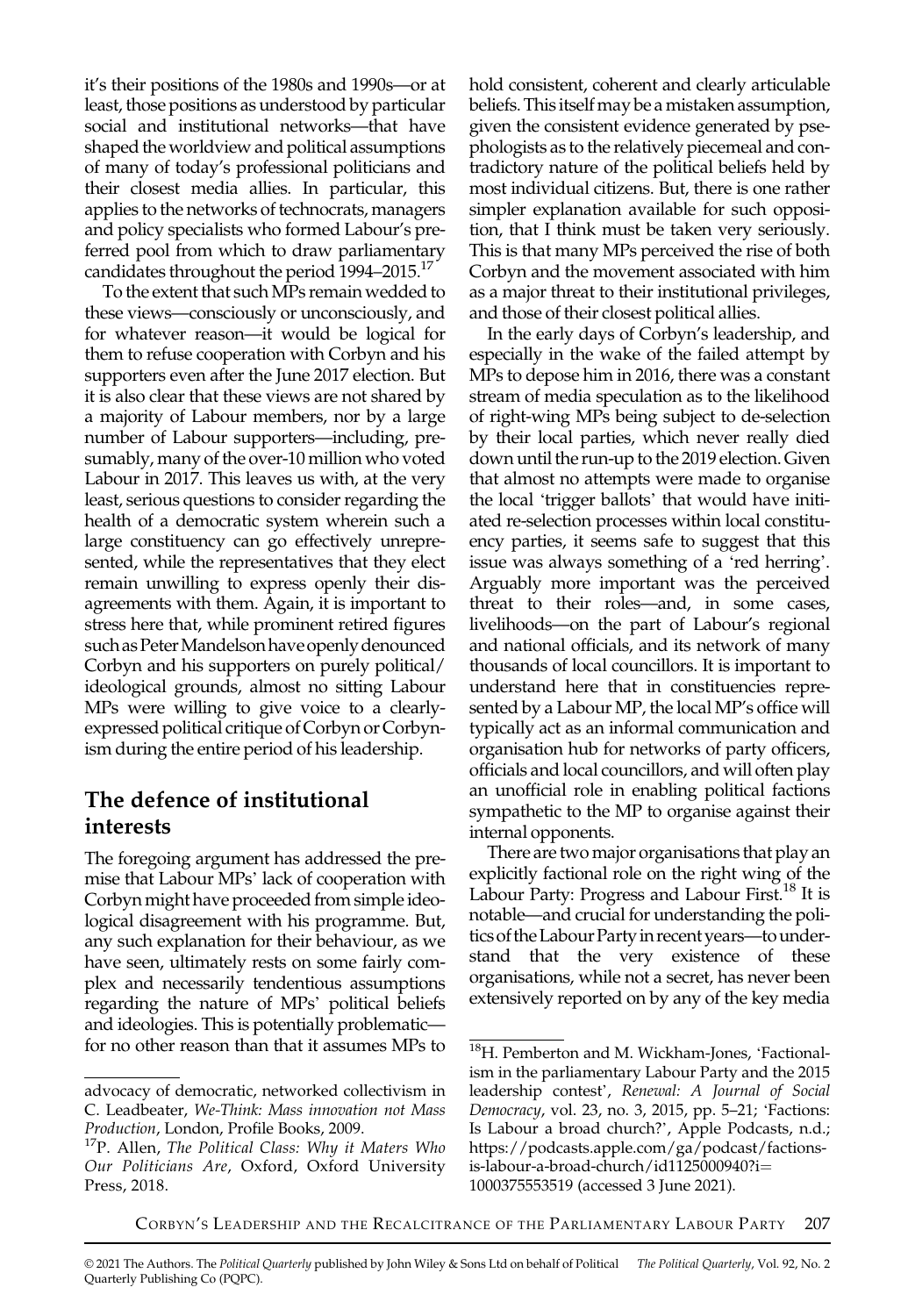it's their positions of the 1980s and 1990s—or at least, those positions as understood by particular social and institutional networks—that have shaped the worldview and political assumptions of many of today's professional politicians and their closest media allies. In particular, this applies to the networks of technocrats, managers and policy specialists who formed Labour's preferred pool from which to draw parliamentary candidates throughout the period 1994–2015.[17]

To the extent that such MPs remain wedded to these views—consciously or unconsciously, and for whatever reason—it would be logical for them to refuse cooperation with Corbyn and his supporters even after the June 2017 election. But it is also clear that these views are not shared by a majority of Labour members, nor by a large number of Labour supporters—including, presumably, many of the over-10 million who voted Labour in 2017. This leaves us with, at the very least, serious questions to consider regarding the health of a democratic system wherein such a large constituency can go effectively unrepresented, while the representatives that they elect remain unwilling to express openly their disagreements with them. Again, it is important to stress here that, while prominent retired figures such as Peter Mandelson have openly denounced Corbyn and his supporters on purely political/ideological grounds, almost no sitting Labour MPs were willing to give voice to a clearly-expressed political critique of Corbyn or Corbynism during the entire period of his leadership.

## The defence of institutional interests

The foregoing argument has addressed the premise that Labour MPs' lack of cooperation with Corbyn might have proceeded from simple ideological disagreement with his programme. But, any such explanation for their behaviour, as we have seen, ultimately rests on some fairly complex and necessarily tendentious assumptions regarding the nature of MPs' political beliefs and ideologies. This is potentially problematic—for no other reason than that it assumes MPs to hold consistent, coherent and clearly articulable beliefs. This itself may be a mistaken assumption, given the consistent evidence generated by psephologists as to the relatively piecemeal and contradictory nature of the political beliefs held by most individual citizens. But, there is one rather simpler explanation available for such opposition, that I think must be taken very seriously. This is that many MPs perceived the rise of both Corbyn and the movement associated with him as a major threat to their institutional privileges, and those of their closest political allies.

In the early days of Corbyn's leadership, and especially in the wake of the failed attempt by MPs to depose him in 2016, there was a constant stream of media speculation as to the likelihood of right-wing MPs being subject to de-selection by their local parties, which never really died down until the run-up to the 2019 election. Given that almost no attempts were made to organise the local 'trigger ballots' that would have initiated re-selection processes within local constituency parties, it seems safe to suggest that this issue was always something of a 'red herring'. Arguably more important was the perceived threat to their roles—and, in some cases, livelihoods—on the part of Labour's regional and national officials, and its network of many thousands of local councillors. It is important to understand here that in constituencies represented by a Labour MP, the local MP's office will typically act as an informal communication and organisation hub for networks of party officers, officials and local councillors, and will often play an unofficial role in enabling political factions sympathetic to the MP to organise against their internal opponents.

There are two major organisations that play an explicitly factional role on the right wing of the Labour Party: Progress and Labour First.[18] It is notable—and crucial for understanding the politics of the Labour Party in recent years—to understand that the very existence of these organisations, while not a secret, has never been extensively reported on by any of the key media

---

advocacy of democratic, networked collectivism in C. Leadbeater, *We-Think: Mass innovation not Mass Production*, London, Profile Books, 2009.

[17] P. Allen, *The Political Class: Why it Maters Who Our Politicians Are*, Oxford, Oxford University Press, 2018.

[18] H. Pemberton and M. Wickham-Jones, 'Factionalism in the parliamentary Labour Party and the 2015 leadership contest', *Renewal: A Journal of Social Democracy*, vol. 23, no. 3, 2015, pp. 5–21; 'Factions: Is Labour a broad church?', Apple Podcasts, n.d.; https://podcasts.apple.com/ga/podcast/factions-is-labour-a-broad-church/id1125000940?i=1000375553519 (accessed 3 June 2021).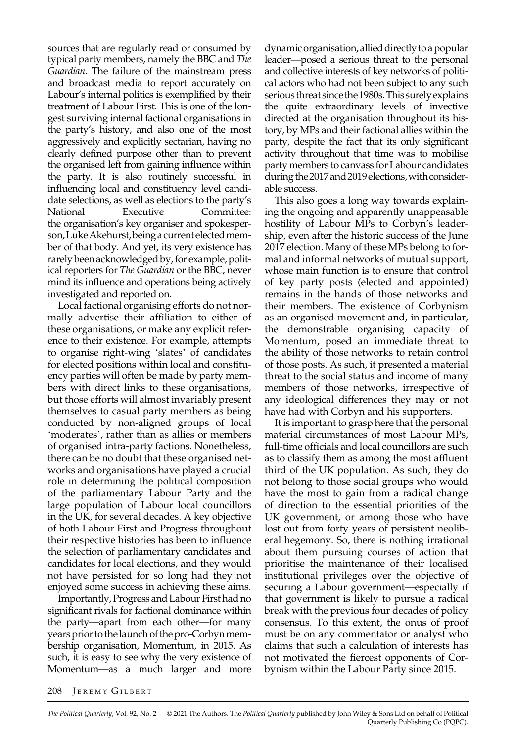sources that are regularly read or consumed by typical party members, namely the BBC and *The Guardian*. The failure of the mainstream press and broadcast media to report accurately on Labour's internal politics is exemplified by their treatment of Labour First. This is one of the longest surviving internal factional organisations in the party's history, and also one of the most aggressively and explicitly sectarian, having no clearly defined purpose other than to prevent the organised left from gaining influence within the party. It is also routinely successful in influencing local and constituency level candidate selections, as well as elections to the party's National Executive Committee: the organisation's key organiser and spokesperson, Luke Akehurst, being a current elected member of that body. And yet, its very existence has rarely been acknowledged by, for example, political reporters for *The Guardian* or the BBC, never mind its influence and operations being actively investigated and reported on.

Local factional organising efforts do not normally advertise their affiliation to either of these organisations, or make any explicit reference to their existence. For example, attempts to organise right-wing 'slates' of candidates for elected positions within local and constituency parties will often be made by party members with direct links to these organisations, but those efforts will almost invariably present themselves to casual party members as being conducted by non-aligned groups of local 'moderates', rather than as allies or members of organised intra-party factions. Nonetheless, there can be no doubt that these organised networks and organisations have played a crucial role in determining the political composition of the parliamentary Labour Party and the large population of Labour local councillors in the UK, for several decades. A key objective of both Labour First and Progress throughout their respective histories has been to influence the selection of parliamentary candidates and candidates for local elections, and they would not have persisted for so long had they not enjoyed some success in achieving these aims.

Importantly, Progress and Labour First had no significant rivals for factional dominance within the party—apart from each other—for many years prior to the launch of the pro-Corbyn membership organisation, Momentum, in 2015. As such, it is easy to see why the very existence of Momentum—as a much larger and more dynamic organisation, allied directly to a popular leader—posed a serious threat to the personal and collective interests of key networks of political actors who had not been subject to any such serious threat since the 1980s. This surely explains the quite extraordinary levels of invective directed at the organisation throughout its history, by MPs and their factional allies within the party, despite the fact that its only significant activity throughout that time was to mobilise party members to canvass for Labour candidates during the 2017 and 2019 elections, with considerable success.

This also goes a long way towards explaining the ongoing and apparently unappeasable hostility of Labour MPs to Corbyn's leadership, even after the historic success of the June 2017 election. Many of these MPs belong to formal and informal networks of mutual support, whose main function is to ensure that control of key party posts (elected and appointed) remains in the hands of those networks and their members. The existence of Corbynism as an organised movement and, in particular, the demonstrable organising capacity of Momentum, posed an immediate threat to the ability of those networks to retain control of those posts. As such, it presented a material threat to the social status and income of many members of those networks, irrespective of any ideological differences they may or not have had with Corbyn and his supporters.

It is important to grasp here that the personal material circumstances of most Labour MPs, full-time officials and local councillors are such as to classify them as among the most affluent third of the UK population. As such, they do not belong to those social groups who would have the most to gain from a radical change of direction to the essential priorities of the UK government, or among those who have lost out from forty years of persistent neoliberal hegemony. So, there is nothing irrational about them pursuing courses of action that prioritise the maintenance of their localised institutional privileges over the objective of securing a Labour government—especially if that government is likely to pursue a radical break with the previous four decades of policy consensus. To this extent, the onus of proof must be on any commentator or analyst who claims that such a calculation of interests has not motivated the fiercest opponents of Corbynism within the Labour Party since 2015.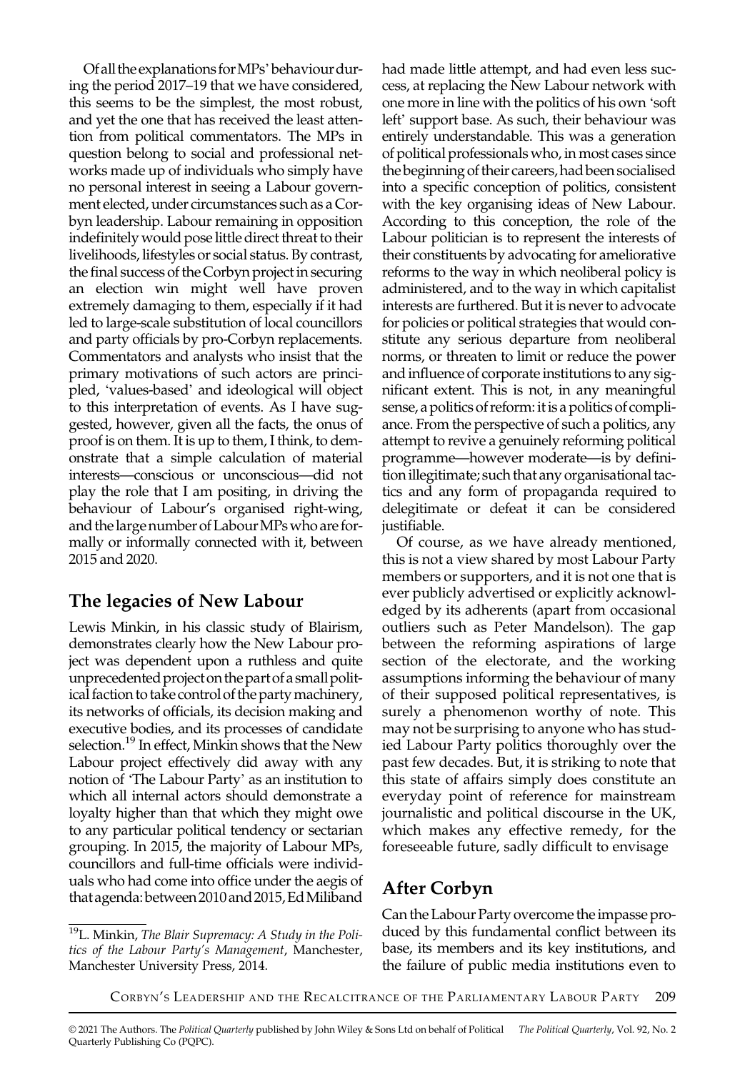Of all the explanations for MPs' behaviour during the period 2017–19 that we have considered, this seems to be the simplest, the most robust, and yet the one that has received the least attention from political commentators. The MPs in question belong to social and professional networks made up of individuals who simply have no personal interest in seeing a Labour government elected, under circumstances such as a Corbyn leadership. Labour remaining in opposition indefinitely would pose little direct threat to their livelihoods, lifestyles or social status. By contrast, the final success of the Corbyn project in securing an election win might well have proven extremely damaging to them, especially if it had led to large-scale substitution of local councillors and party officials by pro-Corbyn replacements. Commentators and analysts who insist that the primary motivations of such actors are principled, 'values-based' and ideological will object to this interpretation of events. As I have suggested, however, given all the facts, the onus of proof is on them. It is up to them, I think, to demonstrate that a simple calculation of material interests—conscious or unconscious—did not play the role that I am positing, in driving the behaviour of Labour's organised right-wing, and the large number of Labour MPs who are formally or informally connected with it, between 2015 and 2020.

## The legacies of New Labour

Lewis Minkin, in his classic study of Blairism, demonstrates clearly how the New Labour project was dependent upon a ruthless and quite unprecedented project on the part of a small political faction to take control of the party machinery, its networks of officials, its decision making and executive bodies, and its processes of candidate selection.[19] In effect, Minkin shows that the New Labour project effectively did away with any notion of 'The Labour Party' as an institution to which all internal actors should demonstrate a loyalty higher than that which they might owe to any particular political tendency or sectarian grouping. In 2015, the majority of Labour MPs, councillors and full-time officials were individuals who had come into office under the aegis of that agenda: between 2010 and 2015, Ed Miliband had made little attempt, and had even less success, at replacing the New Labour network with one more in line with the politics of his own 'soft left' support base. As such, their behaviour was entirely understandable. This was a generation of political professionals who, in most cases since the beginning of their careers, had been socialised into a specific conception of politics, consistent with the key organising ideas of New Labour. According to this conception, the role of the Labour politician is to represent the interests of their constituents by advocating for ameliorative reforms to the way in which neoliberal policy is administered, and to the way in which capitalist interests are furthered. But it is never to advocate for policies or political strategies that would constitute any serious departure from neoliberal norms, or threaten to limit or reduce the power and influence of corporate institutions to any significant extent. This is not, in any meaningful sense, a politics of reform: it is a politics of compliance. From the perspective of such a politics, any attempt to revive a genuinely reforming political programme—however moderate—is by definition illegitimate; such that any organisational tactics and any form of propaganda required to delegitimate or defeat it can be considered justifiable.

Of course, as we have already mentioned, this is not a view shared by most Labour Party members or supporters, and it is not one that is ever publicly advertised or explicitly acknowledged by its adherents (apart from occasional outliers such as Peter Mandelson). The gap between the reforming aspirations of large section of the electorate, and the working assumptions informing the behaviour of many of their supposed political representatives, is surely a phenomenon worthy of note. This may not be surprising to anyone who has studied Labour Party politics thoroughly over the past few decades. But, it is striking to note that this state of affairs simply does constitute an everyday point of reference for mainstream journalistic and political discourse in the UK, which makes any effective remedy, for the foreseeable future, sadly difficult to envisage

## After Corbyn

Can the Labour Party overcome the impasse produced by this fundamental conflict between its base, its members and its key institutions, and the failure of public media institutions even to

[19] L. Minkin, *The Blair Supremacy: A Study in the Politics of the Labour Party's Management*, Manchester, Manchester University Press, 2014.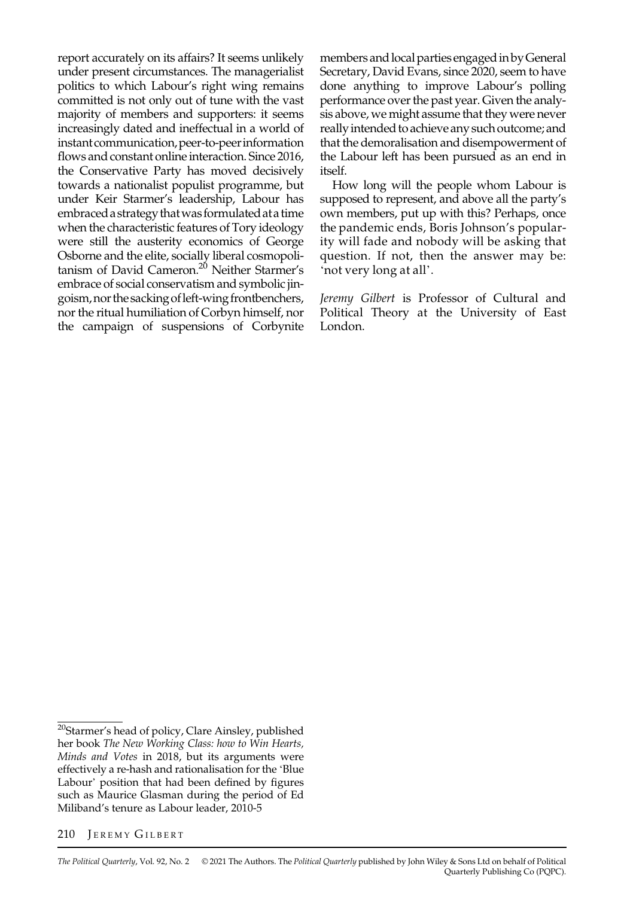report accurately on its affairs? It seems unlikely under present circumstances. The managerialist politics to which Labour's right wing remains committed is not only out of tune with the vast majority of members and supporters: it seems increasingly dated and ineffectual in a world of instant communication, peer-to-peer information flows and constant online interaction. Since 2016, the Conservative Party has moved decisively towards a nationalist populist programme, but under Keir Starmer's leadership, Labour has embraced a strategy that was formulated at a time when the characteristic features of Tory ideology were still the austerity economics of George Osborne and the elite, socially liberal cosmopolitanism of David Cameron.[20] Neither Starmer's embrace of social conservatism and symbolic jingoism, nor the sacking of left-wing frontbenchers, nor the ritual humiliation of Corbyn himself, nor the campaign of suspensions of Corbynite members and local parties engaged in by General Secretary, David Evans, since 2020, seem to have done anything to improve Labour's polling performance over the past year. Given the analysis above, we might assume that they were never really intended to achieve any such outcome; and that the demoralisation and disempowerment of the Labour left has been pursued as an end in itself.

How long will the people whom Labour is supposed to represent, and above all the party's own members, put up with this? Perhaps, once the pandemic ends, Boris Johnson's popularity will fade and nobody will be asking that question. If not, then the answer may be: 'not very long at all'.

*Jeremy Gilbert* is Professor of Cultural and Political Theory at the University of East London.

---

[20] Starmer's head of policy, Clare Ainsley, published her book *The New Working Class: how to Win Hearts, Minds and Votes* in 2018, but its arguments were effectively a re-hash and rationalisation for the 'Blue Labour' position that had been defined by figures such as Maurice Glasman during the period of Ed Miliband's tenure as Labour leader, 2010-5